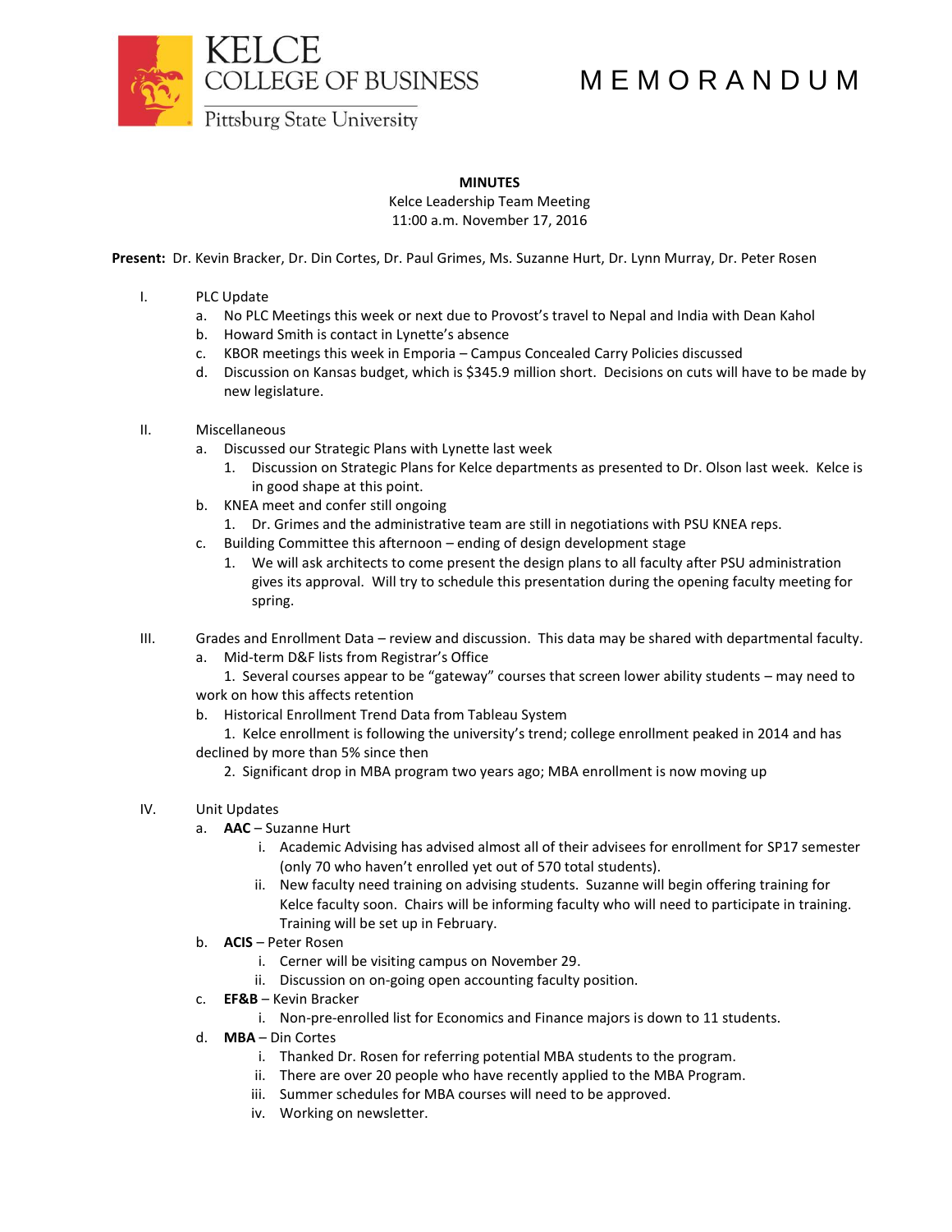KELCE COLLEGE OF BUSINESS
Pittsburg State University

# MEMORANDUM

**MINUTES**
Kelce Leadership Team Meeting
11:00 a.m. November 17, 2016

**Present:** Dr. Kevin Bracker, Dr. Din Cortes, Dr. Paul Grimes, Ms. Suzanne Hurt, Dr. Lynn Murray, Dr. Peter Rosen

I. PLC Update
   a. No PLC Meetings this week or next due to Provost's travel to Nepal and India with Dean Kahol
   b. Howard Smith is contact in Lynette's absence
   c. KBOR meetings this week in Emporia – Campus Concealed Carry Policies discussed
   d. Discussion on Kansas budget, which is $345.9 million short. Decisions on cuts will have to be made by new legislature.

II. Miscellaneous
   a. Discussed our Strategic Plans with Lynette last week
      1. Discussion on Strategic Plans for Kelce departments as presented to Dr. Olson last week. Kelce is in good shape at this point.
   b. KNEA meet and confer still ongoing
      1. Dr. Grimes and the administrative team are still in negotiations with PSU KNEA reps.
   c. Building Committee this afternoon – ending of design development stage
      1. We will ask architects to come present the design plans to all faculty after PSU administration gives its approval. Will try to schedule this presentation during the opening faculty meeting for spring.

III. Grades and Enrollment Data – review and discussion. This data may be shared with departmental faculty.
   a. Mid-term D&F lists from Registrar's Office
      1. Several courses appear to be "gateway" courses that screen lower ability students – may need to work on how this affects retention
   b. Historical Enrollment Trend Data from Tableau System
      1. Kelce enrollment is following the university's trend; college enrollment peaked in 2014 and has declined by more than 5% since then
      2. Significant drop in MBA program two years ago; MBA enrollment is now moving up

IV. Unit Updates
   a. **AAC** – Suzanne Hurt
      i. Academic Advising has advised almost all of their advisees for enrollment for SP17 semester (only 70 who haven't enrolled yet out of 570 total students).
      ii. New faculty need training on advising students. Suzanne will begin offering training for Kelce faculty soon. Chairs will be informing faculty who will need to participate in training. Training will be set up in February.
   b. **ACIS** – Peter Rosen
      i. Cerner will be visiting campus on November 29.
      ii. Discussion on on-going open accounting faculty position.
   c. **EF&B** – Kevin Bracker
      i. Non-pre-enrolled list for Economics and Finance majors is down to 11 students.
   d. **MBA** – Din Cortes
      i. Thanked Dr. Rosen for referring potential MBA students to the program.
      ii. There are over 20 people who have recently applied to the MBA Program.
      iii. Summer schedules for MBA courses will need to be approved.
      iv. Working on newsletter.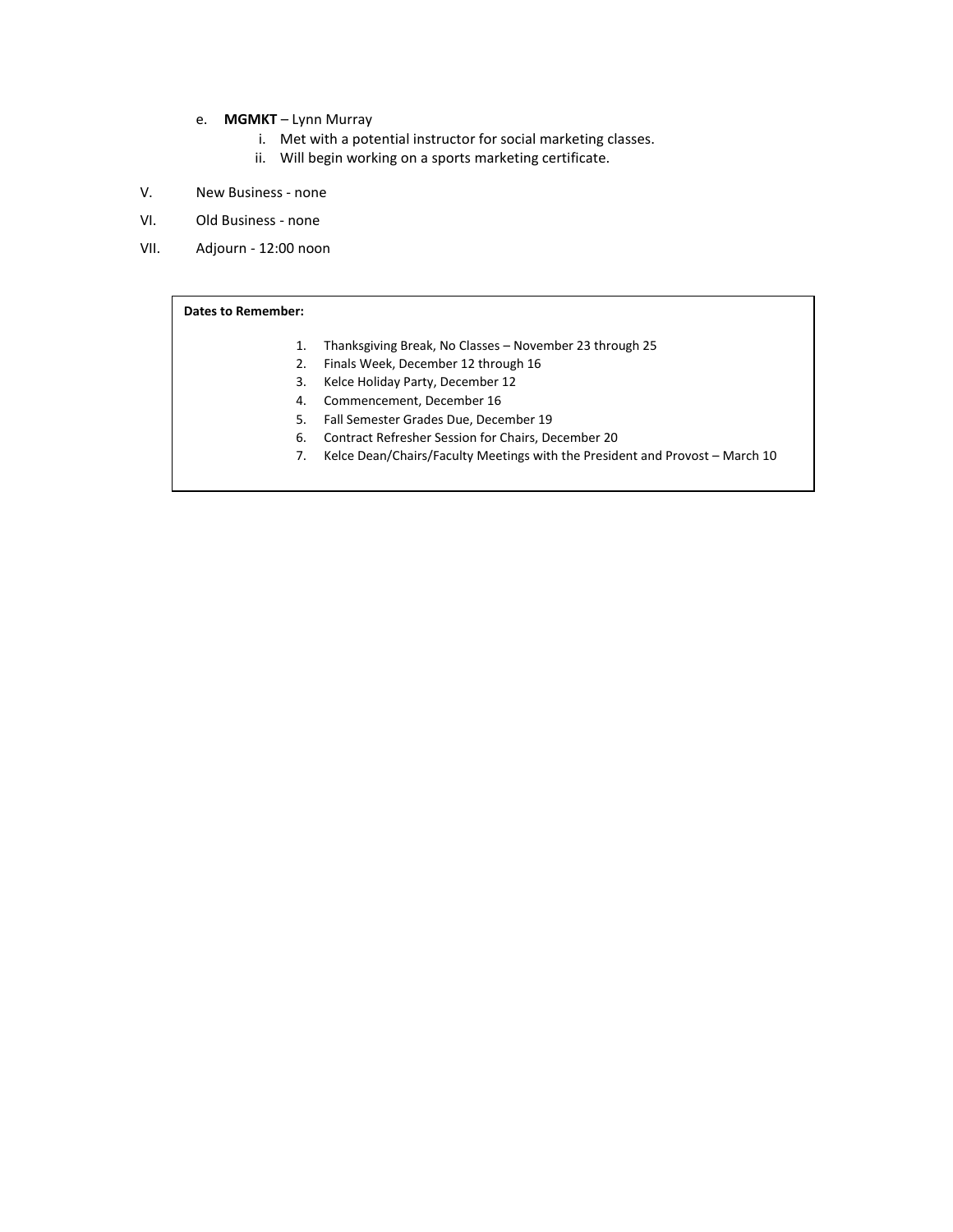e. **MGMKT** – Lynn Murray

   i. Met with a potential instructor for social marketing classes.

   ii. Will begin working on a sports marketing certificate.

V. New Business - none

VI. Old Business - none

VII. Adjourn - 12:00 noon

**Dates to Remember:**

1. Thanksgiving Break, No Classes – November 23 through 25
2. Finals Week, December 12 through 16
3. Kelce Holiday Party, December 12
4. Commencement, December 16
5. Fall Semester Grades Due, December 19
6. Contract Refresher Session for Chairs, December 20
7. Kelce Dean/Chairs/Faculty Meetings with the President and Provost – March 10